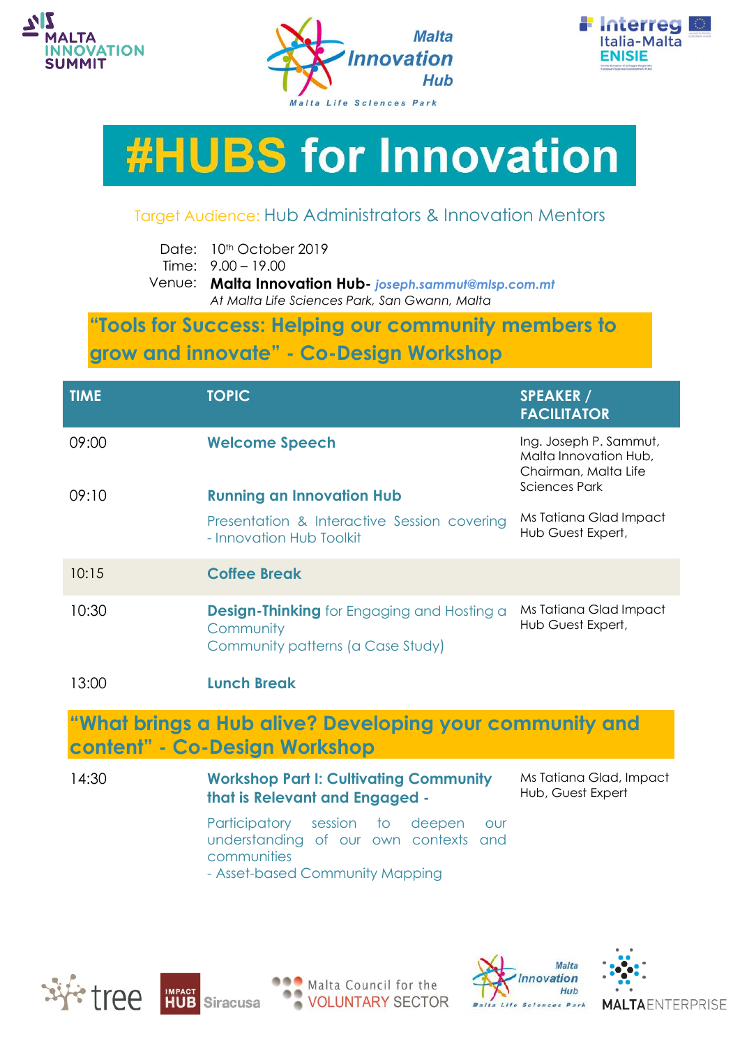# #HUBS for Innovation

Target Audience: Hub Administrators & Innovation Mentors

Date: 10th October 2019
Time: 9.00 – 19.00
Venue: **Malta Innovation Hub-** *joseph.sammut@mlsp.com.mt*
*At Malta Life Sciences Park, San Gwann, Malta*

## "Tools for Success: Helping our community members to grow and innovate" - Co-Design Workshop

| TIME | TOPIC | SPEAKER / FACILITATOR |
|---|---|---|
| 09:00 | **Welcome Speech** | Ing. Joseph P. Sammut, Malta Innovation Hub, Chairman, Malta Life Sciences Park |
| 09:10 | **Running an Innovation Hub**<br>Presentation & Interactive Session covering - Innovation Hub Toolkit | Ms Tatiana Glad Impact Hub Guest Expert, |
| 10:15 | **Coffee Break** | |
| 10:30 | **Design-Thinking** for Engaging and Hosting a Community<br>Community patterns (a Case Study) | Ms Tatiana Glad Impact Hub Guest Expert, |
| 13:00 | **Lunch Break** | |

## "What brings a Hub alive? Developing your community and content" - Co-Design Workshop

| TIME | TOPIC | SPEAKER / FACILITATOR |
|---|---|---|
| 14:30 | **Workshop Part I: Cultivating Community that is Relevant and Engaged -**<br>Participatory session to deepen our understanding of our own contexts and communities<br>- Asset-based Community Mapping | Ms Tatiana Glad, Impact Hub, Guest Expert |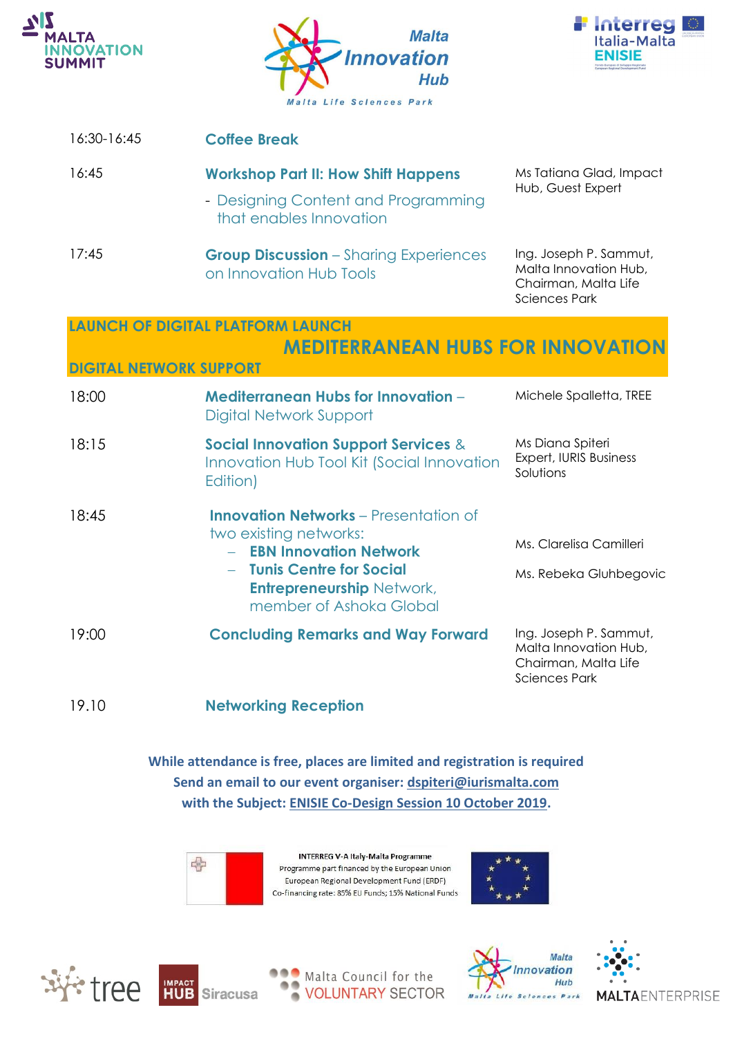| | | |
|---|---|---|
| 16:30-16:45 | **Coffee Break** | |
| 16:45 | **Workshop Part II: How Shift Happens**<br>- Designing Content and Programming that enables Innovation | Ms Tatiana Glad, Impact Hub, Guest Expert |
| 17:45 | **Group Discussion** – Sharing Experiences on Innovation Hub Tools | Ing. Joseph P. Sammut, Malta Innovation Hub, Chairman, Malta Life Sciences Park |

## LAUNCH OF DIGITAL PLATFORM LAUNCH MEDITERRANEAN HUBS FOR INNOVATION DIGITAL NETWORK SUPPORT

| | | |
|---|---|---|
| 18:00 | **Mediterranean Hubs for Innovation** – Digital Network Support | Michele Spalletta, TREE |
| 18:15 | **Social Innovation Support Services** & Innovation Hub Tool Kit (Social Innovation Edition) | Ms Diana Spiteri Expert, IURIS Business Solutions |
| 18:45 | **Innovation Networks** – Presentation of two existing networks:<br>– **EBN Innovation Network**<br>– **Tunis Centre for Social Entrepreneurship** Network, member of Ashoka Global | Ms. Clarelisa Camilleri<br>Ms. Rebeka Gluhbegovic |
| 19:00 | **Concluding Remarks and Way Forward** | Ing. Joseph P. Sammut, Malta Innovation Hub, Chairman, Malta Life Sciences Park |
| 19.10 | **Networking Reception** | |

**While attendance is free, places are limited and registration is required**
**Send an email to our event organiser: dspiteri@iurismalta.com**
**with the Subject: ENISIE Co-Design Session 10 October 2019.**

**INTERREG V-A Italy-Malta Programme**
Programme part financed by the European Union
European Regional Development Fund (ERDF)
Co-financing rate: 85% EU Funds; 15% National Funds